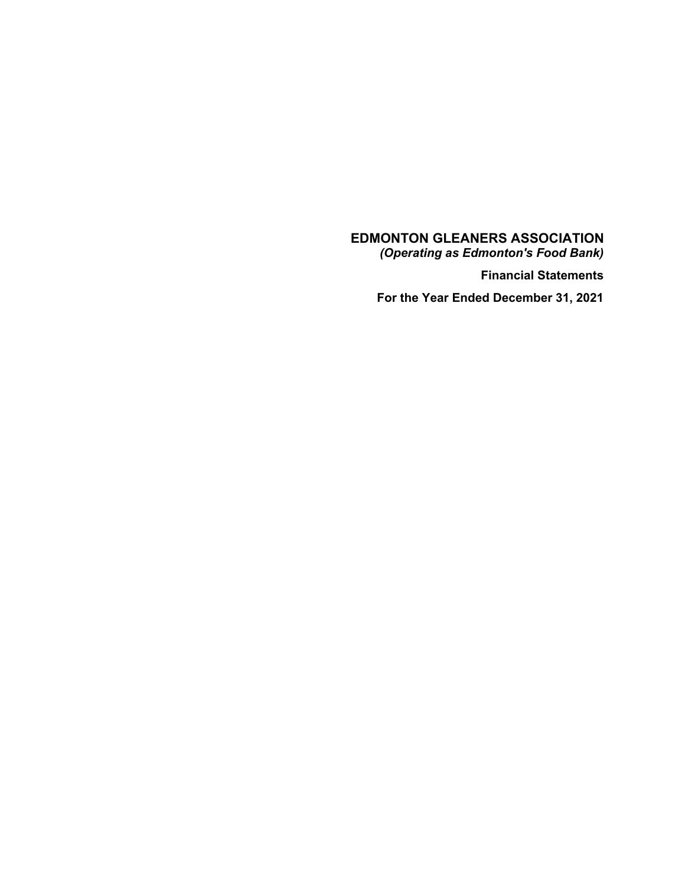# EDMONTON GLEANERS ASSOCIATION

***(Operating as Edmonton's Food Bank)***

**Financial Statements**

**For the Year Ended December 31, 2021**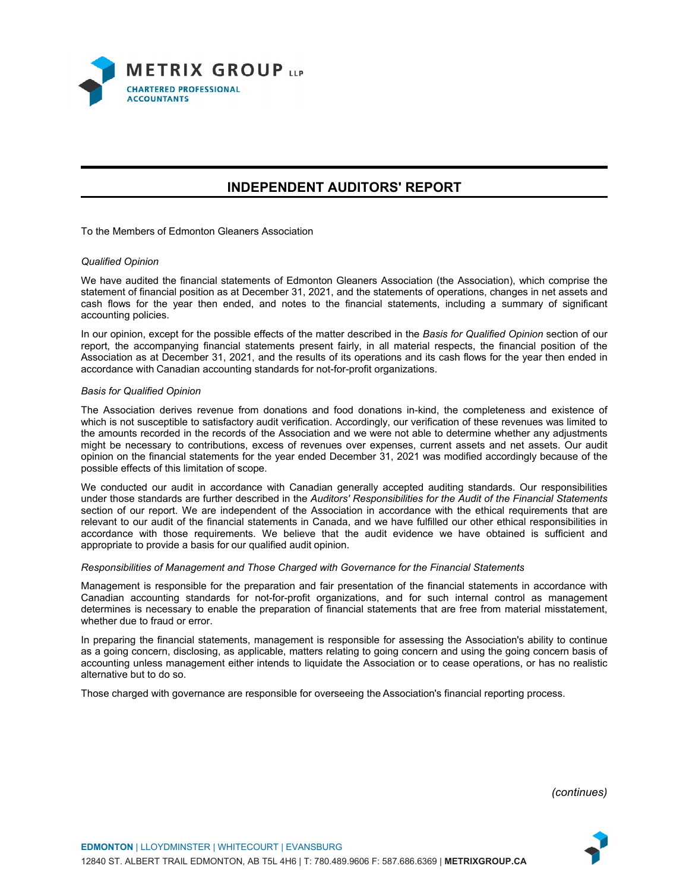# INDEPENDENT AUDITORS' REPORT

To the Members of Edmonton Gleaners Association

*Qualified Opinion*

We have audited the financial statements of Edmonton Gleaners Association (the Association), which comprise the statement of financial position as at December 31, 2021, and the statements of operations, changes in net assets and cash flows for the year then ended, and notes to the financial statements, including a summary of significant accounting policies.

In our opinion, except for the possible effects of the matter described in the *Basis for Qualified Opinion* section of our report, the accompanying financial statements present fairly, in all material respects, the financial position of the Association as at December 31, 2021, and the results of its operations and its cash flows for the year then ended in accordance with Canadian accounting standards for not-for-profit organizations.

*Basis for Qualified Opinion*

The Association derives revenue from donations and food donations in-kind, the completeness and existence of which is not susceptible to satisfactory audit verification. Accordingly, our verification of these revenues was limited to the amounts recorded in the records of the Association and we were not able to determine whether any adjustments might be necessary to contributions, excess of revenues over expenses, current assets and net assets. Our audit opinion on the financial statements for the year ended December 31, 2021 was modified accordingly because of the possible effects of this limitation of scope.

We conducted our audit in accordance with Canadian generally accepted auditing standards. Our responsibilities under those standards are further described in the *Auditors' Responsibilities for the Audit of the Financial Statements* section of our report. We are independent of the Association in accordance with the ethical requirements that are relevant to our audit of the financial statements in Canada, and we have fulfilled our other ethical responsibilities in accordance with those requirements. We believe that the audit evidence we have obtained is sufficient and appropriate to provide a basis for our qualified audit opinion.

*Responsibilities of Management and Those Charged with Governance for the Financial Statements*

Management is responsible for the preparation and fair presentation of the financial statements in accordance with Canadian accounting standards for not-for-profit organizations, and for such internal control as management determines is necessary to enable the preparation of financial statements that are free from material misstatement, whether due to fraud or error.

In preparing the financial statements, management is responsible for assessing the Association's ability to continue as a going concern, disclosing, as applicable, matters relating to going concern and using the going concern basis of accounting unless management either intends to liquidate the Association or to cease operations, or has no realistic alternative but to do so.

Those charged with governance are responsible for overseeing the Association's financial reporting process.

*(continues)*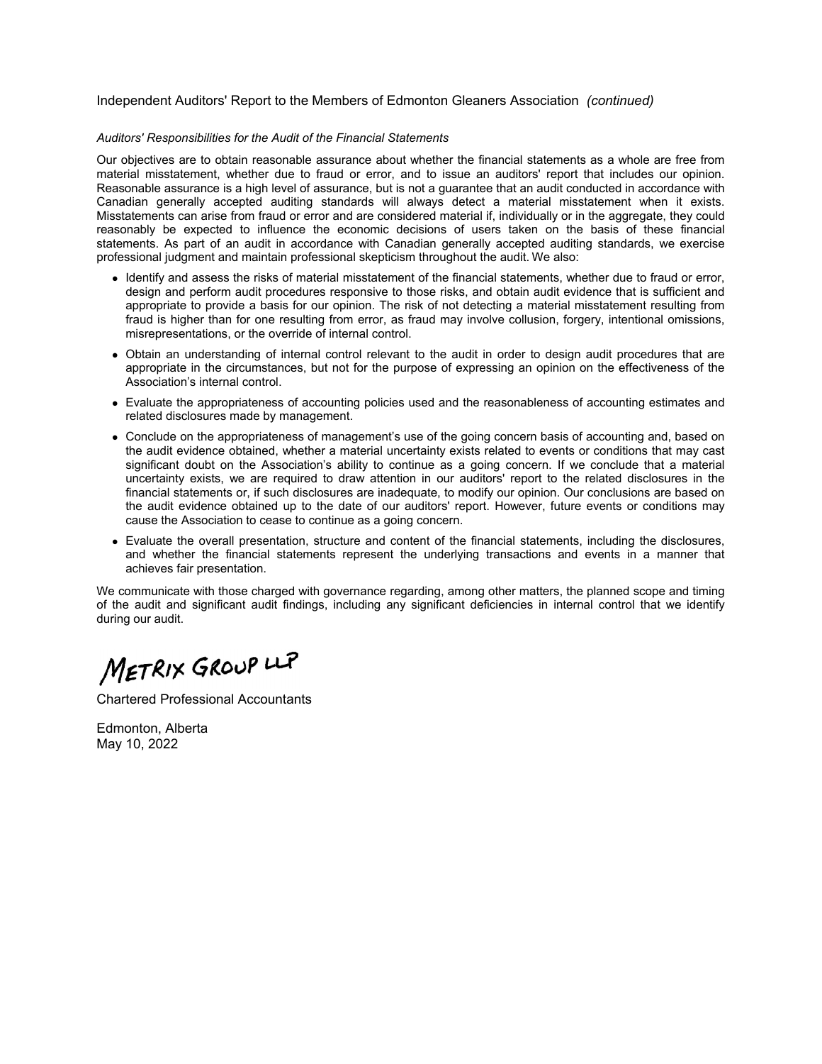Independent Auditors' Report to the Members of Edmonton Gleaners Association *(continued)*

*Auditors' Responsibilities for the Audit of the Financial Statements*

Our objectives are to obtain reasonable assurance about whether the financial statements as a whole are free from material misstatement, whether due to fraud or error, and to issue an auditors' report that includes our opinion. Reasonable assurance is a high level of assurance, but is not a guarantee that an audit conducted in accordance with Canadian generally accepted auditing standards will always detect a material misstatement when it exists. Misstatements can arise from fraud or error and are considered material if, individually or in the aggregate, they could reasonably be expected to influence the economic decisions of users taken on the basis of these financial statements. As part of an audit in accordance with Canadian generally accepted auditing standards, we exercise professional judgment and maintain professional skepticism throughout the audit. We also:

- Identify and assess the risks of material misstatement of the financial statements, whether due to fraud or error, design and perform audit procedures responsive to those risks, and obtain audit evidence that is sufficient and appropriate to provide a basis for our opinion. The risk of not detecting a material misstatement resulting from fraud is higher than for one resulting from error, as fraud may involve collusion, forgery, intentional omissions, misrepresentations, or the override of internal control.
- Obtain an understanding of internal control relevant to the audit in order to design audit procedures that are appropriate in the circumstances, but not for the purpose of expressing an opinion on the effectiveness of the Association's internal control.
- Evaluate the appropriateness of accounting policies used and the reasonableness of accounting estimates and related disclosures made by management.
- Conclude on the appropriateness of management's use of the going concern basis of accounting and, based on the audit evidence obtained, whether a material uncertainty exists related to events or conditions that may cast significant doubt on the Association's ability to continue as a going concern. If we conclude that a material uncertainty exists, we are required to draw attention in our auditors' report to the related disclosures in the financial statements or, if such disclosures are inadequate, to modify our opinion. Our conclusions are based on the audit evidence obtained up to the date of our auditors' report. However, future events or conditions may cause the Association to cease to continue as a going concern.
- Evaluate the overall presentation, structure and content of the financial statements, including the disclosures, and whether the financial statements represent the underlying transactions and events in a manner that achieves fair presentation.

We communicate with those charged with governance regarding, among other matters, the planned scope and timing of the audit and significant audit findings, including any significant deficiencies in internal control that we identify during our audit.

METRIX GROUP LLP

Chartered Professional Accountants

Edmonton, Alberta
May 10, 2022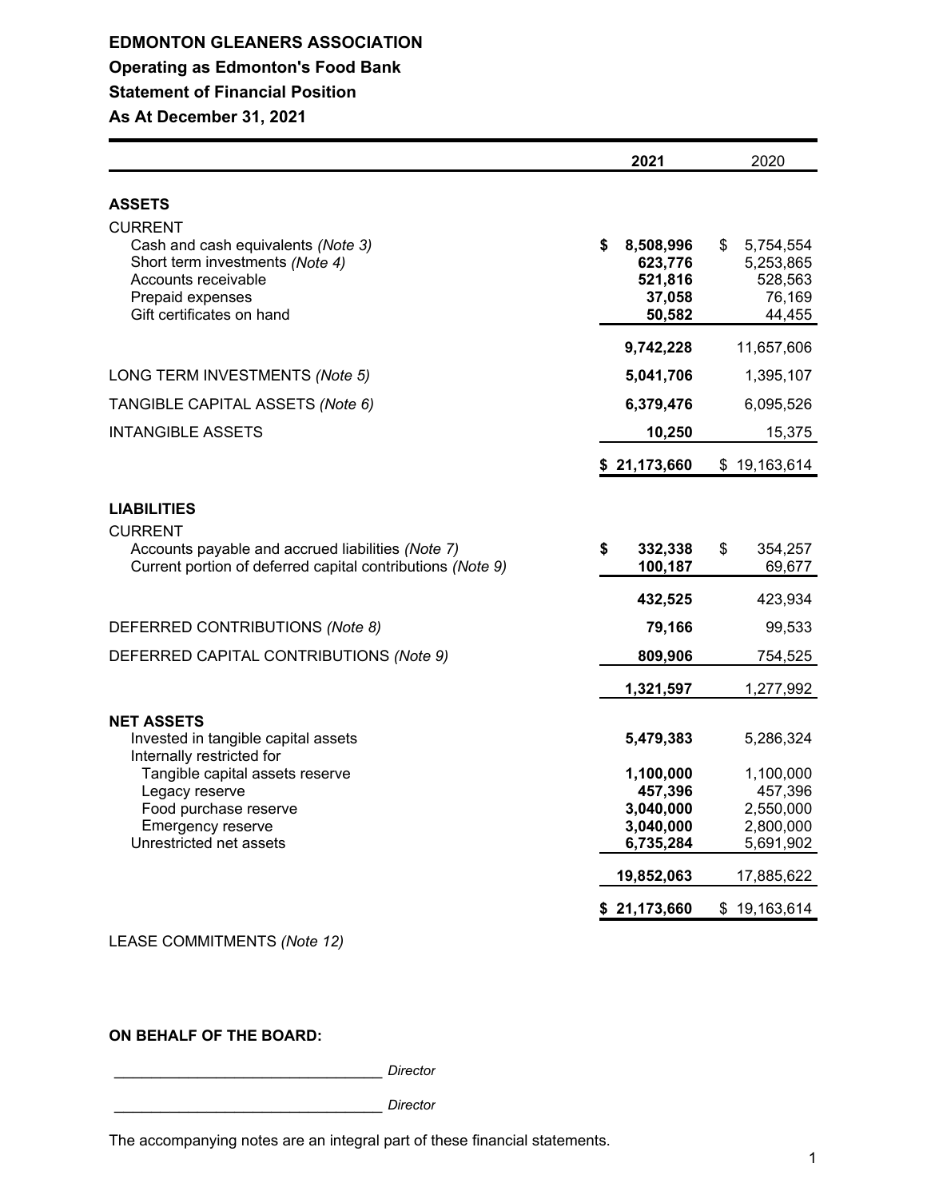# EDMONTON GLEANERS ASSOCIATION

## Operating as Edmonton's Food Bank

## Statement of Financial Position

## As At December 31, 2021

| | **2021** | 2020 |
|---|---|---|
| **ASSETS** | | |
| CURRENT | | |
| Cash and cash equivalents *(Note 3)* | **$ 8,508,996** | $ 5,754,554 |
| Short term investments *(Note 4)* | **623,776** | 5,253,865 |
| Accounts receivable | **521,816** | 528,563 |
| Prepaid expenses | **37,058** | 76,169 |
| Gift certificates on hand | **50,582** | 44,455 |
| | **9,742,228** | 11,657,606 |
| LONG TERM INVESTMENTS *(Note 5)* | **5,041,706** | 1,395,107 |
| TANGIBLE CAPITAL ASSETS *(Note 6)* | **6,379,476** | 6,095,526 |
| INTANGIBLE ASSETS | **10,250** | 15,375 |
| | **$ 21,173,660** | $ 19,163,614 |
| **LIABILITIES** | | |
| CURRENT | | |
| Accounts payable and accrued liabilities *(Note 7)* | **$ 332,338** | $ 354,257 |
| Current portion of deferred capital contributions *(Note 9)* | **100,187** | 69,677 |
| | **432,525** | 423,934 |
| DEFERRED CONTRIBUTIONS *(Note 8)* | **79,166** | 99,533 |
| DEFERRED CAPITAL CONTRIBUTIONS *(Note 9)* | **809,906** | 754,525 |
| | **1,321,597** | 1,277,992 |
| **NET ASSETS** | | |
| Invested in tangible capital assets | **5,479,383** | 5,286,324 |
| Internally restricted for | | |
| Tangible capital assets reserve | **1,100,000** | 1,100,000 |
| Legacy reserve | **457,396** | 457,396 |
| Food purchase reserve | **3,040,000** | 2,550,000 |
| Emergency reserve | **3,040,000** | 2,800,000 |
| Unrestricted net assets | **6,735,284** | 5,691,902 |
| | **19,852,063** | 17,885,622 |
| | **$ 21,173,660** | $ 19,163,614 |

LEASE COMMITMENTS *(Note 12)*

**ON BEHALF OF THE BOARD:**

_______________________________ *Director*

_______________________________ *Director*

The accompanying notes are an integral part of these financial statements.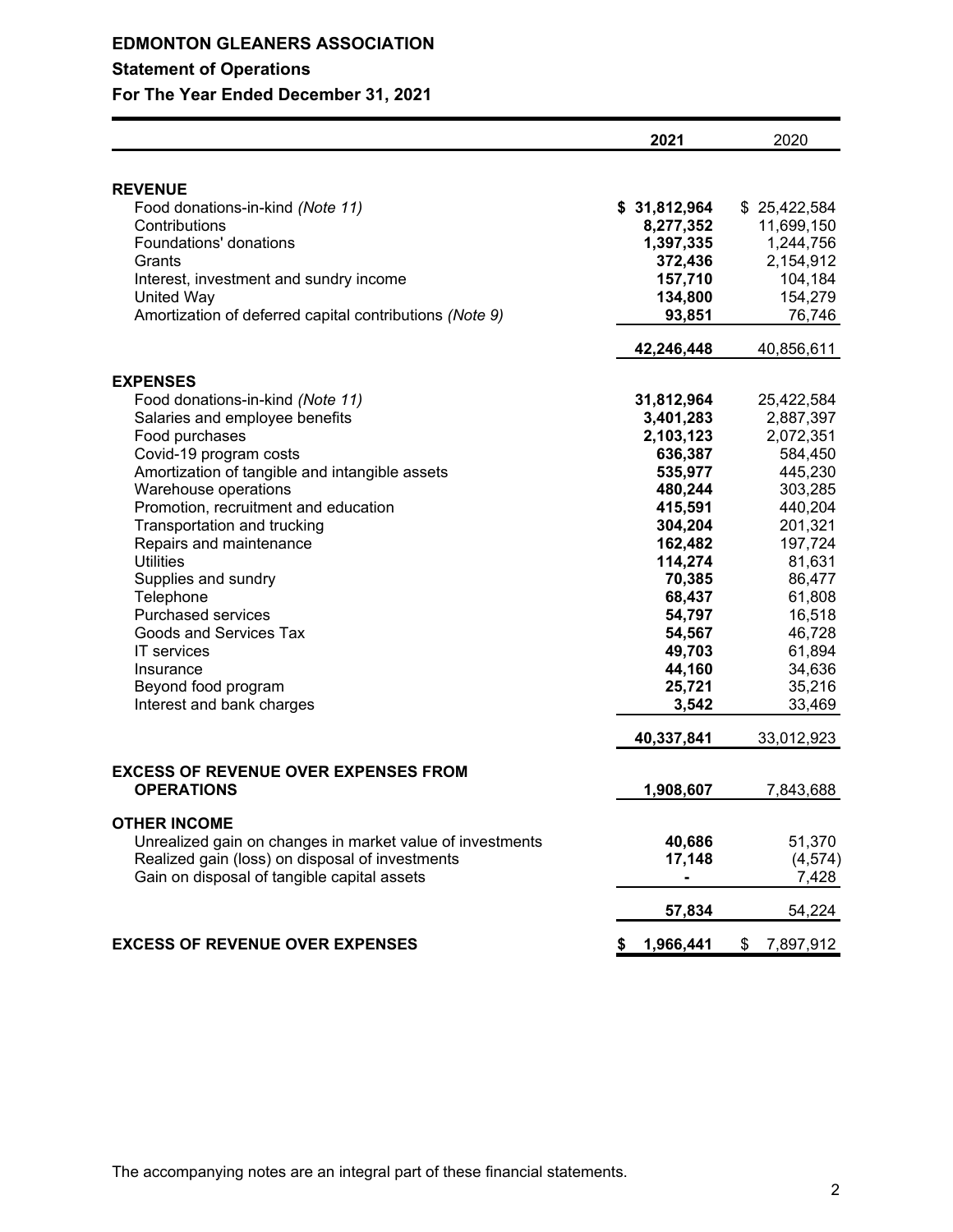# EDMONTON GLEANERS ASSOCIATION

## Statement of Operations

## For The Year Ended December 31, 2021

| | **2021** | 2020 |
|---|---|---|
| **REVENUE** | | |
| Food donations-in-kind *(Note 11)* | **$ 31,812,964** | $ 25,422,584 |
| Contributions | **8,277,352** | 11,699,150 |
| Foundations' donations | **1,397,335** | 1,244,756 |
| Grants | **372,436** | 2,154,912 |
| Interest, investment and sundry income | **157,710** | 104,184 |
| United Way | **134,800** | 154,279 |
| Amortization of deferred capital contributions *(Note 9)* | **93,851** | 76,746 |
| | **42,246,448** | 40,856,611 |
| **EXPENSES** | | |
| Food donations-in-kind *(Note 11)* | **31,812,964** | 25,422,584 |
| Salaries and employee benefits | **3,401,283** | 2,887,397 |
| Food purchases | **2,103,123** | 2,072,351 |
| Covid-19 program costs | **636,387** | 584,450 |
| Amortization of tangible and intangible assets | **535,977** | 445,230 |
| Warehouse operations | **480,244** | 303,285 |
| Promotion, recruitment and education | **415,591** | 440,204 |
| Transportation and trucking | **304,204** | 201,321 |
| Repairs and maintenance | **162,482** | 197,724 |
| Utilities | **114,274** | 81,631 |
| Supplies and sundry | **70,385** | 86,477 |
| Telephone | **68,437** | 61,808 |
| Purchased services | **54,797** | 16,518 |
| Goods and Services Tax | **54,567** | 46,728 |
| IT services | **49,703** | 61,894 |
| Insurance | **44,160** | 34,636 |
| Beyond food program | **25,721** | 35,216 |
| Interest and bank charges | **3,542** | 33,469 |
| | **40,337,841** | 33,012,923 |
| **EXCESS OF REVENUE OVER EXPENSES FROM OPERATIONS** | **1,908,607** | 7,843,688 |
| **OTHER INCOME** | | |
| Unrealized gain on changes in market value of investments | **40,686** | 51,370 |
| Realized gain (loss) on disposal of investments | **17,148** | (4,574) |
| Gain on disposal of tangible capital assets | **-** | 7,428 |
| | **57,834** | 54,224 |
| **EXCESS OF REVENUE OVER EXPENSES** | **$ 1,966,441** | $ 7,897,912 |

The accompanying notes are an integral part of these financial statements.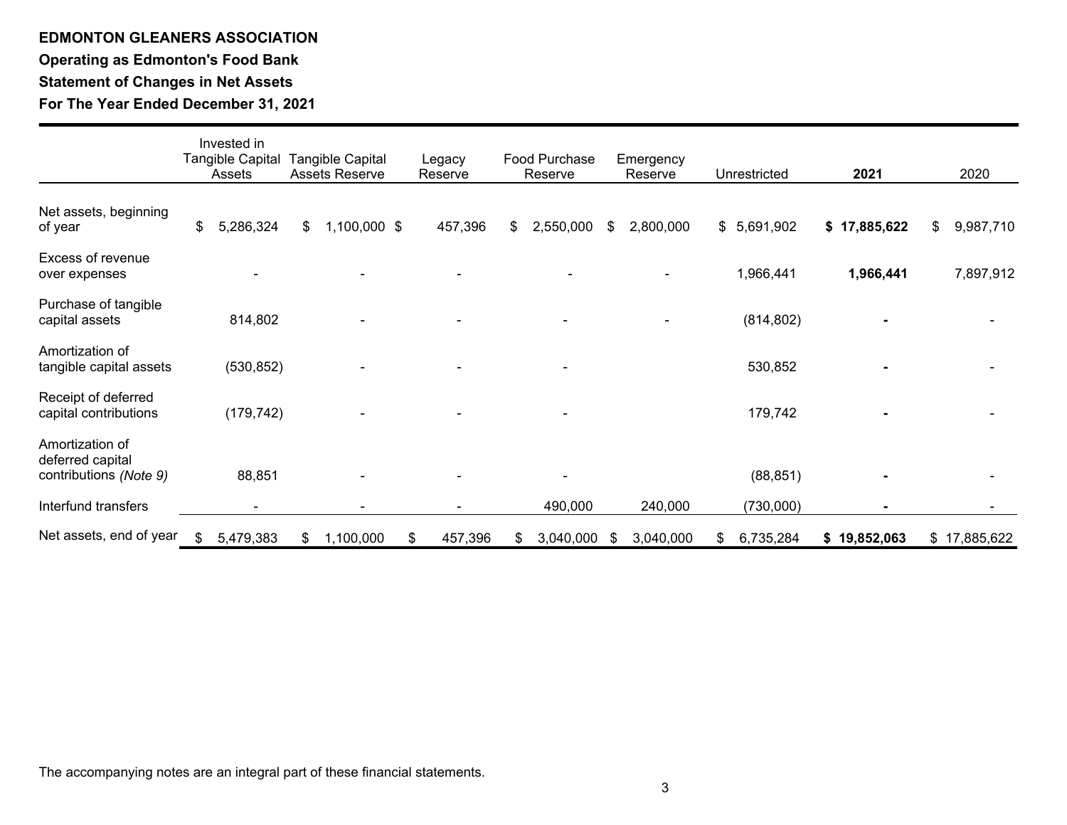**EDMONTON GLEANERS ASSOCIATION**

**Operating as Edmonton's Food Bank**

**Statement of Changes in Net Assets**

**For The Year Ended December 31, 2021**

| | Invested in Tangible Capital Assets | Tangible Capital Assets Reserve | Legacy Reserve | Food Purchase Reserve | Emergency Reserve | Unrestricted | **2021** | 2020 |
|---|---|---|---|---|---|---|---|---|
| Net assets, beginning of year | $ 5,286,324 | $ 1,100,000 | $ 457,396 | $ 2,550,000 | $ 2,800,000 | $ 5,691,902 | **$ 17,885,622** | $ 9,987,710 |
| Excess of revenue over expenses | - | - | - | - | - | 1,966,441 | **1,966,441** | 7,897,912 |
| Purchase of tangible capital assets | 814,802 | - | - | - | - | (814,802) | **-** | - |
| Amortization of tangible capital assets | (530,852) | - | - | - | | 530,852 | **-** | - |
| Receipt of deferred capital contributions | (179,742) | - | - | - | | 179,742 | **-** | - |
| Amortization of deferred capital contributions *(Note 9)* | 88,851 | - | - | - | | (88,851) | **-** | - |
| Interfund transfers | - | - | - | 490,000 | 240,000 | (730,000) | **-** | - |
| Net assets, end of year | $ 5,479,383 | $ 1,100,000 | $ 457,396 | $ 3,040,000 | $ 3,040,000 | $ 6,735,284 | **$ 19,852,063** | $ 17,885,622 |

The accompanying notes are an integral part of these financial statements.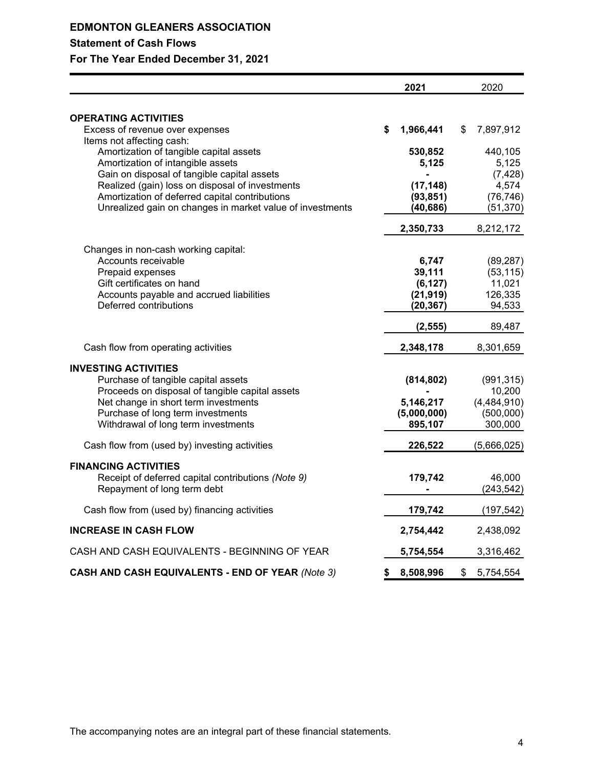# EDMONTON GLEANERS ASSOCIATION

## Statement of Cash Flows

### For The Year Ended December 31, 2021

| | 2021 | 2020 |
|---|---|---|
| **OPERATING ACTIVITIES** | | |
| Excess of revenue over expenses | **$ 1,966,441** | $ 7,897,912 |
| Items not affecting cash: | | |
| Amortization of tangible capital assets | **530,852** | 440,105 |
| Amortization of intangible assets | **5,125** | 5,125 |
| Gain on disposal of tangible capital assets | **-** | (7,428) |
| Realized (gain) loss on disposal of investments | **(17,148)** | 4,574 |
| Amortization of deferred capital contributions | **(93,851)** | (76,746) |
| Unrealized gain on changes in market value of investments | **(40,686)** | (51,370) |
| | **2,350,733** | 8,212,172 |
| Changes in non-cash working capital: | | |
| Accounts receivable | **6,747** | (89,287) |
| Prepaid expenses | **39,111** | (53,115) |
| Gift certificates on hand | **(6,127)** | 11,021 |
| Accounts payable and accrued liabilities | **(21,919)** | 126,335 |
| Deferred contributions | **(20,367)** | 94,533 |
| | **(2,555)** | 89,487 |
| Cash flow from operating activities | **2,348,178** | 8,301,659 |
| **INVESTING ACTIVITIES** | | |
| Purchase of tangible capital assets | **(814,802)** | (991,315) |
| Proceeds on disposal of tangible capital assets | **-** | 10,200 |
| Net change in short term investments | **5,146,217** | (4,484,910) |
| Purchase of long term investments | **(5,000,000)** | (500,000) |
| Withdrawal of long term investments | **895,107** | 300,000 |
| Cash flow from (used by) investing activities | **226,522** | (5,666,025) |
| **FINANCING ACTIVITIES** | | |
| Receipt of deferred capital contributions *(Note 9)* | **179,742** | 46,000 |
| Repayment of long term debt | **-** | (243,542) |
| Cash flow from (used by) financing activities | **179,742** | (197,542) |
| **INCREASE IN CASH FLOW** | **2,754,442** | 2,438,092 |
| CASH AND CASH EQUIVALENTS - BEGINNING OF YEAR | **5,754,554** | 3,316,462 |
| **CASH AND CASH EQUIVALENTS - END OF YEAR** *(Note 3)* | **$ 8,508,996** | $ 5,754,554 |

The accompanying notes are an integral part of these financial statements.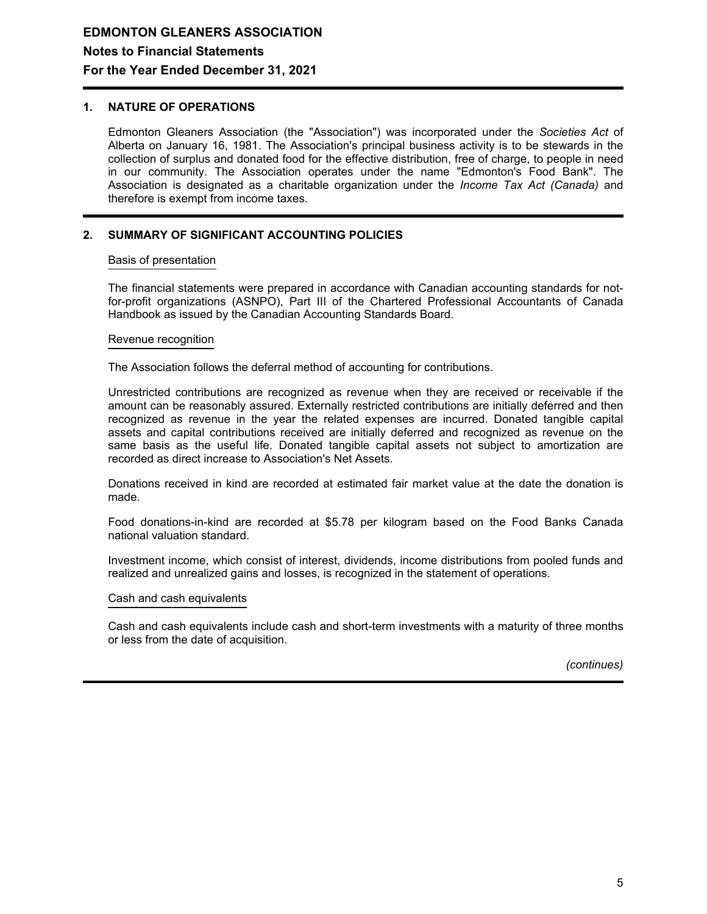# EDMONTON GLEANERS ASSOCIATION

## Notes to Financial Statements

## For the Year Ended December 31, 2021

### 1. NATURE OF OPERATIONS

Edmonton Gleaners Association (the "Association") was incorporated under the *Societies Act* of Alberta on January 16, 1981. The Association's principal business activity is to be stewards in the collection of surplus and donated food for the effective distribution, free of charge, to people in need in our community. The Association operates under the name "Edmonton's Food Bank". The Association is designated as a charitable organization under the *Income Tax Act (Canada)* and therefore is exempt from income taxes.

### 2. SUMMARY OF SIGNIFICANT ACCOUNTING POLICIES

#### Basis of presentation

The financial statements were prepared in accordance with Canadian accounting standards for not-for-profit organizations (ASNPO), Part III of the Chartered Professional Accountants of Canada Handbook as issued by the Canadian Accounting Standards Board.

#### Revenue recognition

The Association follows the deferral method of accounting for contributions.

Unrestricted contributions are recognized as revenue when they are received or receivable if the amount can be reasonably assured. Externally restricted contributions are initially deferred and then recognized as revenue in the year the related expenses are incurred. Donated tangible capital assets and capital contributions received are initially deferred and recognized as revenue on the same basis as the useful life. Donated tangible capital assets not subject to amortization are recorded as direct increase to Association's Net Assets.

Donations received in kind are recorded at estimated fair market value at the date the donation is made.

Food donations-in-kind are recorded at $5.78 per kilogram based on the Food Banks Canada national valuation standard.

Investment income, which consist of interest, dividends, income distributions from pooled funds and realized and unrealized gains and losses, is recognized in the statement of operations.

#### Cash and cash equivalents

Cash and cash equivalents include cash and short-term investments with a maturity of three months or less from the date of acquisition.

*(continues)*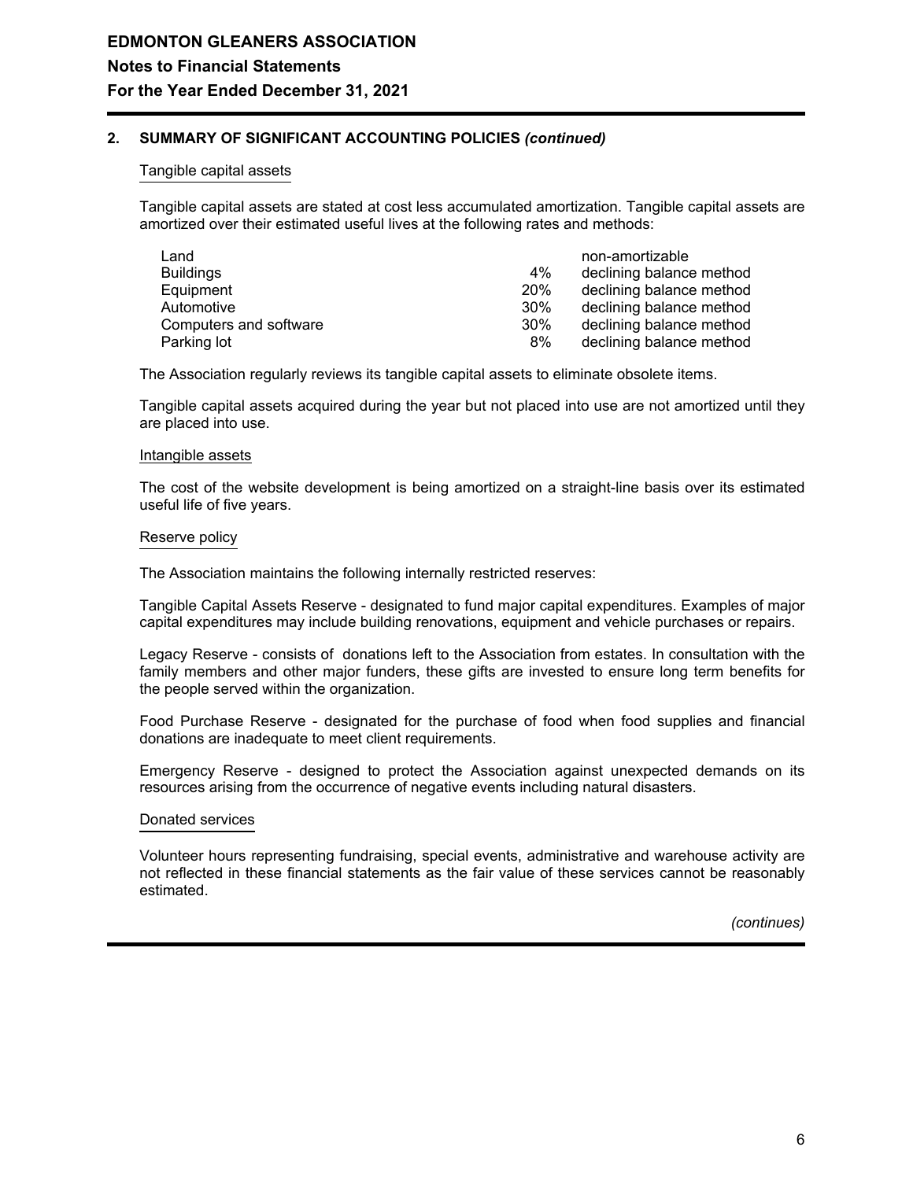# EDMONTON GLEANERS ASSOCIATION

## Notes to Financial Statements

## For the Year Ended December 31, 2021

### 2. SUMMARY OF SIGNIFICANT ACCOUNTING POLICIES *(continued)*

#### Tangible capital assets

Tangible capital assets are stated at cost less accumulated amortization. Tangible capital assets are amortized over their estimated useful lives at the following rates and methods:

| | | |
|---|---|---|
| Land | | non-amortizable |
| Buildings | 4% | declining balance method |
| Equipment | 20% | declining balance method |
| Automotive | 30% | declining balance method |
| Computers and software | 30% | declining balance method |
| Parking lot | 8% | declining balance method |

The Association regularly reviews its tangible capital assets to eliminate obsolete items.

Tangible capital assets acquired during the year but not placed into use are not amortized until they are placed into use.

#### Intangible assets

The cost of the website development is being amortized on a straight-line basis over its estimated useful life of five years.

#### Reserve policy

The Association maintains the following internally restricted reserves:

Tangible Capital Assets Reserve - designated to fund major capital expenditures. Examples of major capital expenditures may include building renovations, equipment and vehicle purchases or repairs.

Legacy Reserve - consists of donations left to the Association from estates. In consultation with the family members and other major funders, these gifts are invested to ensure long term benefits for the people served within the organization.

Food Purchase Reserve - designated for the purchase of food when food supplies and financial donations are inadequate to meet client requirements.

Emergency Reserve - designed to protect the Association against unexpected demands on its resources arising from the occurrence of negative events including natural disasters.

#### Donated services

Volunteer hours representing fundraising, special events, administrative and warehouse activity are not reflected in these financial statements as the fair value of these services cannot be reasonably estimated.

*(continues)*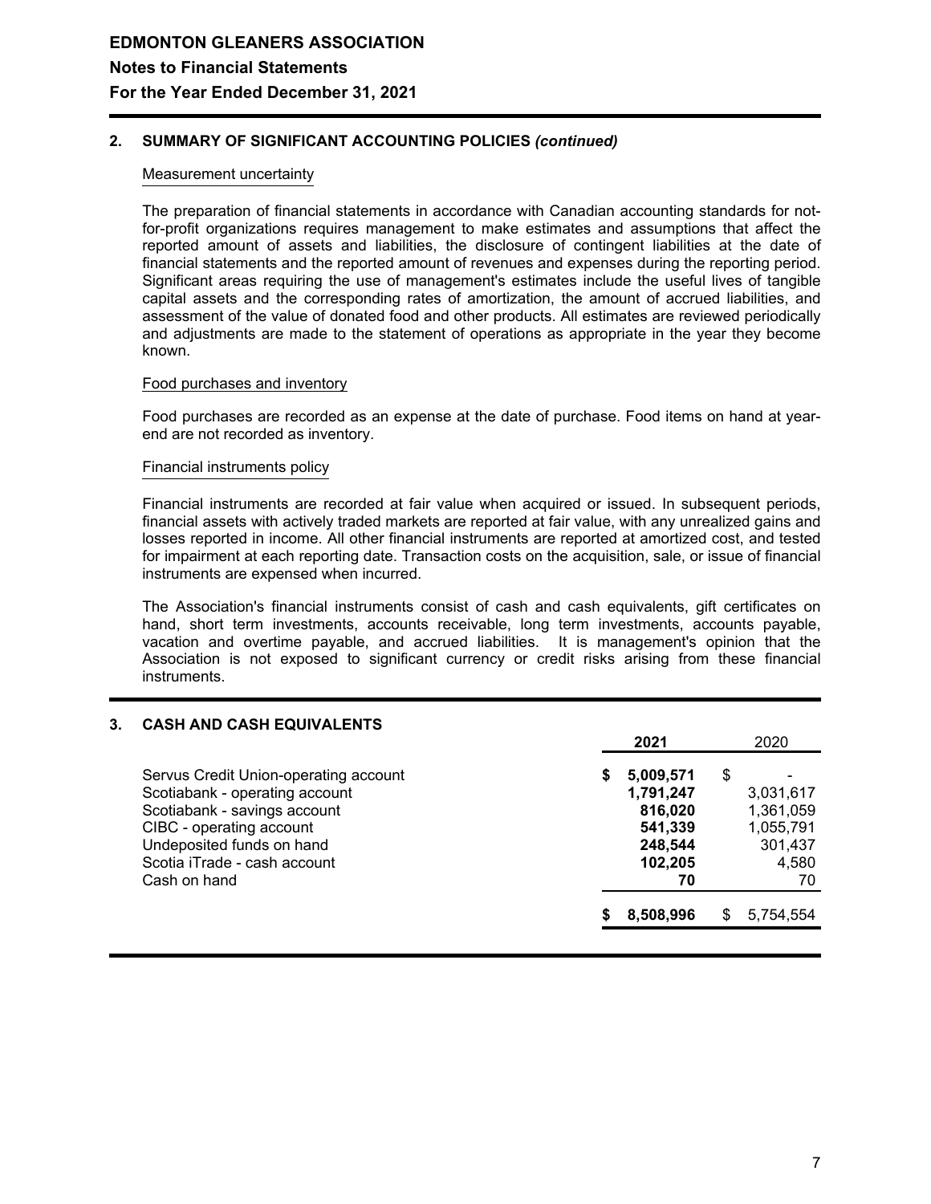# EDMONTON GLEANERS ASSOCIATION

## Notes to Financial Statements

## For the Year Ended December 31, 2021

### 2. SUMMARY OF SIGNIFICANT ACCOUNTING POLICIES *(continued)*

Measurement uncertainty

The preparation of financial statements in accordance with Canadian accounting standards for not-for-profit organizations requires management to make estimates and assumptions that affect the reported amount of assets and liabilities, the disclosure of contingent liabilities at the date of financial statements and the reported amount of revenues and expenses during the reporting period. Significant areas requiring the use of management's estimates include the useful lives of tangible capital assets and the corresponding rates of amortization, the amount of accrued liabilities, and assessment of the value of donated food and other products. All estimates are reviewed periodically and adjustments are made to the statement of operations as appropriate in the year they become known.

Food purchases and inventory

Food purchases are recorded as an expense at the date of purchase. Food items on hand at year-end are not recorded as inventory.

Financial instruments policy

Financial instruments are recorded at fair value when acquired or issued. In subsequent periods, financial assets with actively traded markets are reported at fair value, with any unrealized gains and losses reported in income. All other financial instruments are reported at amortized cost, and tested for impairment at each reporting date. Transaction costs on the acquisition, sale, or issue of financial instruments are expensed when incurred.

The Association's financial instruments consist of cash and cash equivalents, gift certificates on hand, short term investments, accounts receivable, long term investments, accounts payable, vacation and overtime payable, and accrued liabilities. It is management's opinion that the Association is not exposed to significant currency or credit risks arising from these financial instruments.

### 3. CASH AND CASH EQUIVALENTS

| | **2021** | 2020 |
|---|---|---|
| Servus Credit Union-operating account | **$ 5,009,571** | $ - |
| Scotiabank - operating account | **1,791,247** | 3,031,617 |
| Scotiabank - savings account | **816,020** | 1,361,059 |
| CIBC - operating account | **541,339** | 1,055,791 |
| Undeposited funds on hand | **248,544** | 301,437 |
| Scotia iTrade - cash account | **102,205** | 4,580 |
| Cash on hand | **70** | 70 |
| | **$ 8,508,996** | $ 5,754,554 |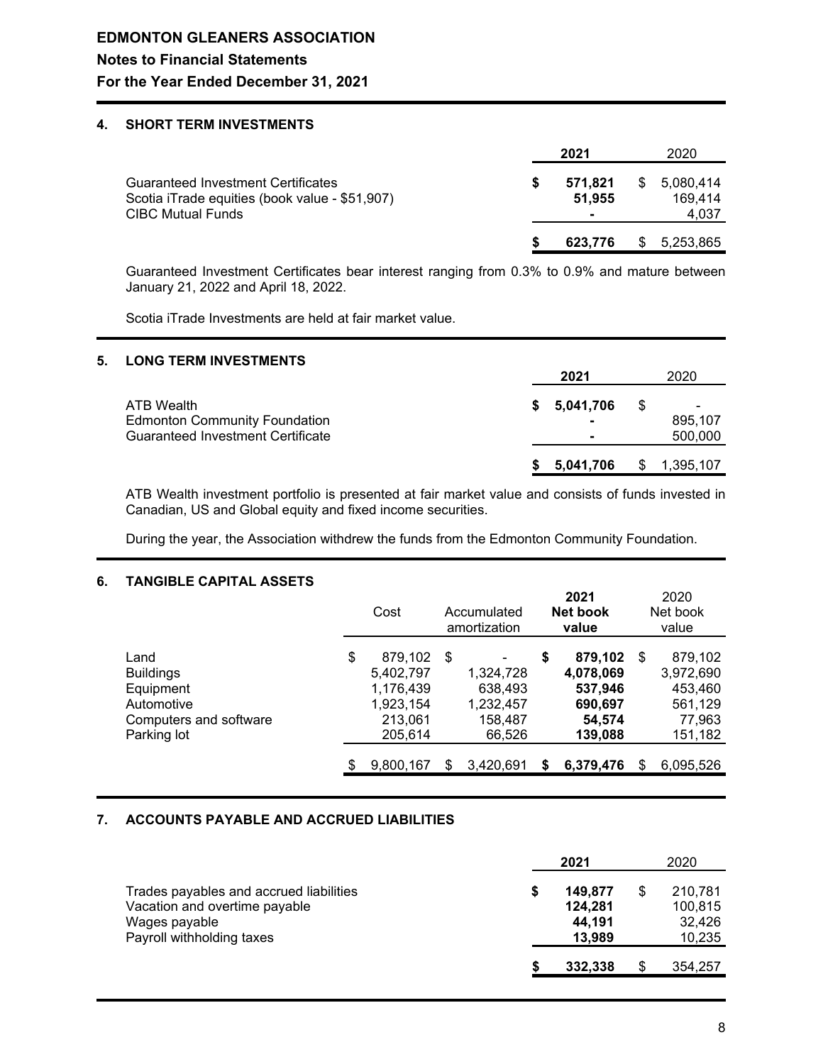# EDMONTON GLEANERS ASSOCIATION

## Notes to Financial Statements

## For the Year Ended December 31, 2021

### 4. SHORT TERM INVESTMENTS

| | 2021 | 2020 |
|---|---|---|
| Guaranteed Investment Certificates | $ 571,821 | $ 5,080,414 |
| Scotia iTrade equities (book value - $51,907) | 51,955 | 169,414 |
| CIBC Mutual Funds | - | 4,037 |
| | $ 623,776 | $ 5,253,865 |

Guaranteed Investment Certificates bear interest ranging from 0.3% to 0.9% and mature between January 21, 2022 and April 18, 2022.

Scotia iTrade Investments are held at fair market value.

### 5. LONG TERM INVESTMENTS

| | 2021 | 2020 |
|---|---|---|
| ATB Wealth | $ 5,041,706 | $ - |
| Edmonton Community Foundation | - | 895,107 |
| Guaranteed Investment Certificate | - | 500,000 |
| | $ 5,041,706 | $ 1,395,107 |

ATB Wealth investment portfolio is presented at fair market value and consists of funds invested in Canadian, US and Global equity and fixed income securities.

During the year, the Association withdrew the funds from the Edmonton Community Foundation.

### 6. TANGIBLE CAPITAL ASSETS

| | Cost | Accumulated amortization | 2021 Net book value | 2020 Net book value |
|---|---|---|---|---|
| Land | $ 879,102 | $ - | $ 879,102 | $ 879,102 |
| Buildings | 5,402,797 | 1,324,728 | 4,078,069 | 3,972,690 |
| Equipment | 1,176,439 | 638,493 | 537,946 | 453,460 |
| Automotive | 1,923,154 | 1,232,457 | 690,697 | 561,129 |
| Computers and software | 213,061 | 158,487 | 54,574 | 77,963 |
| Parking lot | 205,614 | 66,526 | 139,088 | 151,182 |
| | $ 9,800,167 | $ 3,420,691 | $ 6,379,476 | $ 6,095,526 |

### 7. ACCOUNTS PAYABLE AND ACCRUED LIABILITIES

| | 2021 | 2020 |
|---|---|---|
| Trades payables and accrued liabilities | $ 149,877 | $ 210,781 |
| Vacation and overtime payable | 124,281 | 100,815 |
| Wages payable | 44,191 | 32,426 |
| Payroll withholding taxes | 13,989 | 10,235 |
| | $ 332,338 | $ 354,257 |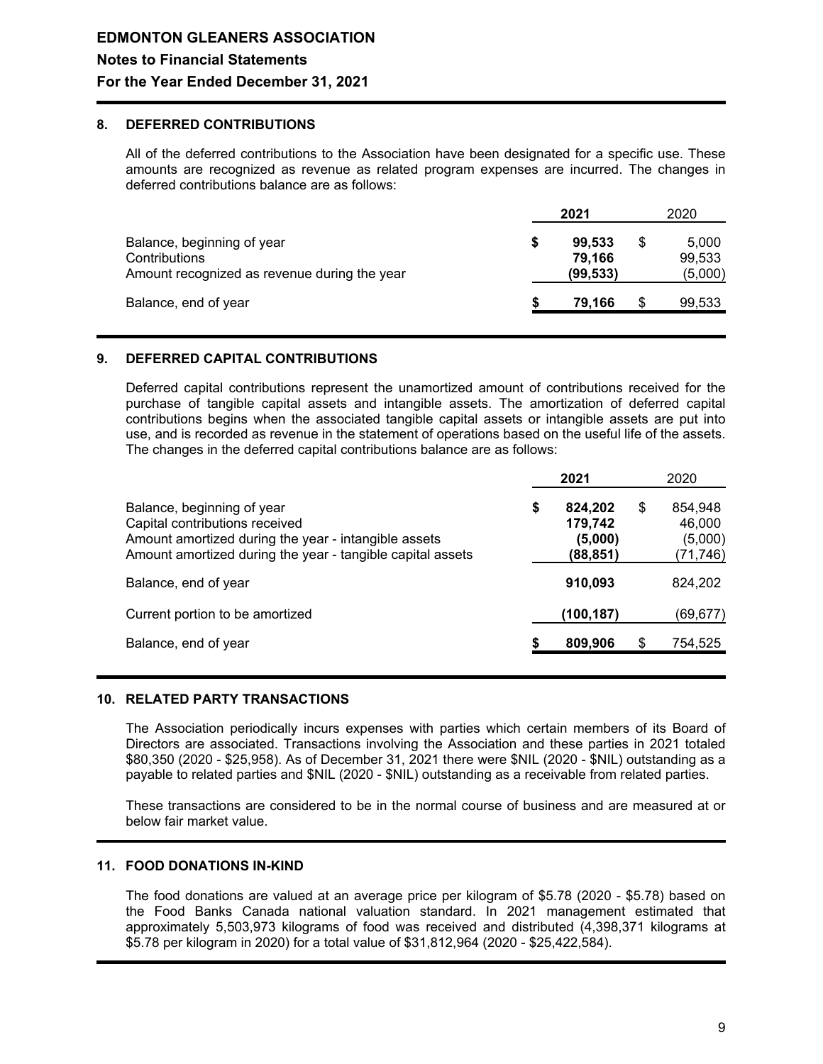# EDMONTON GLEANERS ASSOCIATION

## Notes to Financial Statements

## For the Year Ended December 31, 2021

### 8. DEFERRED CONTRIBUTIONS

All of the deferred contributions to the Association have been designated for a specific use. These amounts are recognized as revenue as related program expenses are incurred. The changes in deferred contributions balance are as follows:

| | 2021 | 2020 |
|---|---|---|
| Balance, beginning of year | $ **99,533** | $ 5,000 |
| Contributions | **79,166** | 99,533 |
| Amount recognized as revenue during the year | **(99,533)** | (5,000) |
| Balance, end of year | $ **79,166** | $ 99,533 |

### 9. DEFERRED CAPITAL CONTRIBUTIONS

Deferred capital contributions represent the unamortized amount of contributions received for the purchase of tangible capital assets and intangible assets. The amortization of deferred capital contributions begins when the associated tangible capital assets or intangible assets are put into use, and is recorded as revenue in the statement of operations based on the useful life of the assets. The changes in the deferred capital contributions balance are as follows:

| | 2021 | 2020 |
|---|---|---|
| Balance, beginning of year | $ **824,202** | $ 854,948 |
| Capital contributions received | **179,742** | 46,000 |
| Amount amortized during the year - intangible assets | **(5,000)** | (5,000) |
| Amount amortized during the year - tangible capital assets | **(88,851)** | (71,746) |
| Balance, end of year | **910,093** | 824,202 |
| Current portion to be amortized | **(100,187)** | (69,677) |
| Balance, end of year | $ **809,906** | $ 754,525 |

### 10. RELATED PARTY TRANSACTIONS

The Association periodically incurs expenses with parties which certain members of its Board of Directors are associated. Transactions involving the Association and these parties in 2021 totaled \$80,350 (2020 - \$25,958). As of December 31, 2021 there were \$NIL (2020 - \$NIL) outstanding as a payable to related parties and \$NIL (2020 - \$NIL) outstanding as a receivable from related parties.

These transactions are considered to be in the normal course of business and are measured at or below fair market value.

### 11. FOOD DONATIONS IN-KIND

The food donations are valued at an average price per kilogram of \$5.78 (2020 - \$5.78) based on the Food Banks Canada national valuation standard. In 2021 management estimated that approximately 5,503,973 kilograms of food was received and distributed (4,398,371 kilograms at \$5.78 per kilogram in 2020) for a total value of \$31,812,964 (2020 - \$25,422,584).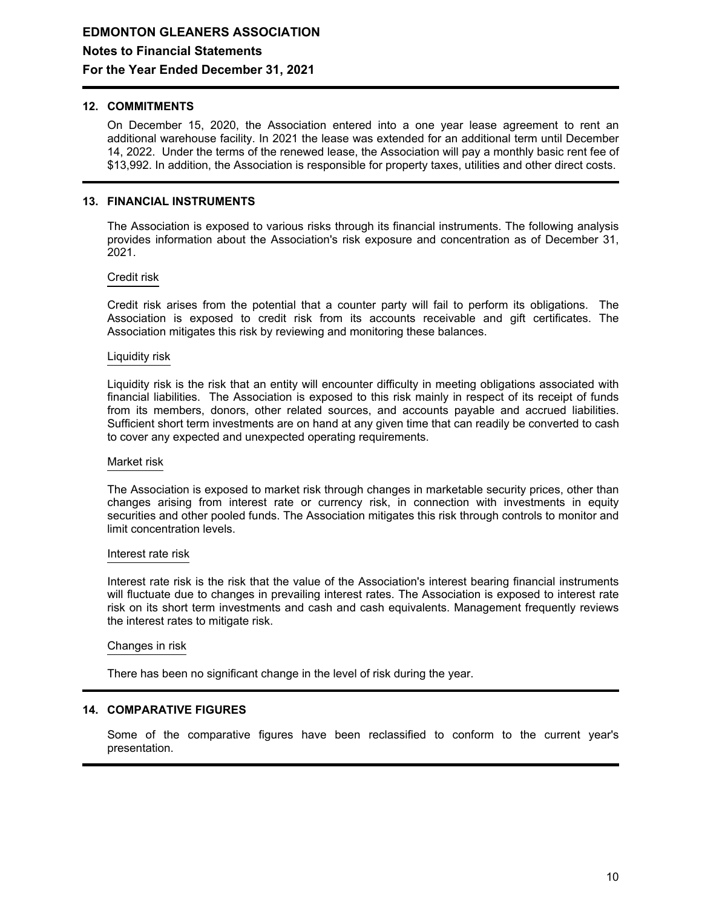## 12. COMMITMENTS

On December 15, 2020, the Association entered into a one year lease agreement to rent an additional warehouse facility. In 2021 the lease was extended for an additional term until December 14, 2022. Under the terms of the renewed lease, the Association will pay a monthly basic rent fee of $13,992. In addition, the Association is responsible for property taxes, utilities and other direct costs.

## 13. FINANCIAL INSTRUMENTS

The Association is exposed to various risks through its financial instruments. The following analysis provides information about the Association's risk exposure and concentration as of December 31, 2021.

### Credit risk

Credit risk arises from the potential that a counter party will fail to perform its obligations. The Association is exposed to credit risk from its accounts receivable and gift certificates. The Association mitigates this risk by reviewing and monitoring these balances.

### Liquidity risk

Liquidity risk is the risk that an entity will encounter difficulty in meeting obligations associated with financial liabilities. The Association is exposed to this risk mainly in respect of its receipt of funds from its members, donors, other related sources, and accounts payable and accrued liabilities. Sufficient short term investments are on hand at any given time that can readily be converted to cash to cover any expected and unexpected operating requirements.

### Market risk

The Association is exposed to market risk through changes in marketable security prices, other than changes arising from interest rate or currency risk, in connection with investments in equity securities and other pooled funds. The Association mitigates this risk through controls to monitor and limit concentration levels.

### Interest rate risk

Interest rate risk is the risk that the value of the Association's interest bearing financial instruments will fluctuate due to changes in prevailing interest rates. The Association is exposed to interest rate risk on its short term investments and cash and cash equivalents. Management frequently reviews the interest rates to mitigate risk.

### Changes in risk

There has been no significant change in the level of risk during the year.

## 14. COMPARATIVE FIGURES

Some of the comparative figures have been reclassified to conform to the current year's presentation.